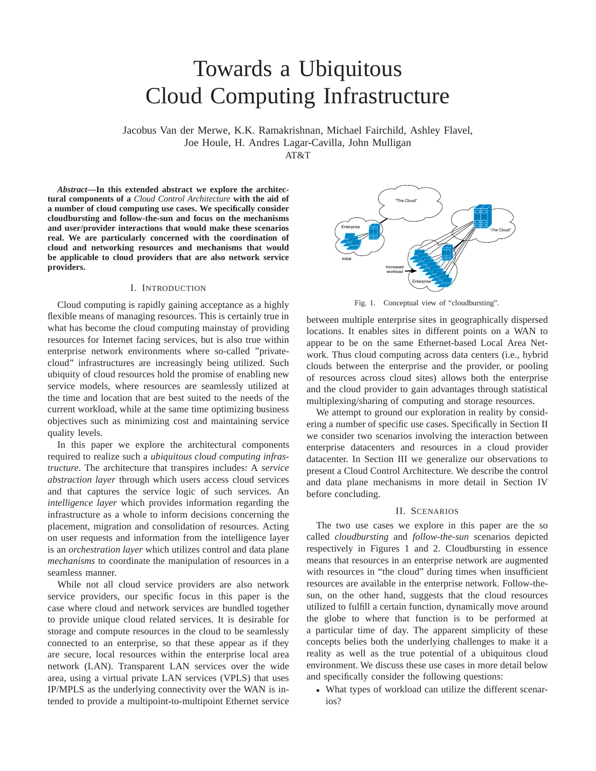# Towards a Ubiquitous Cloud Computing Infrastructure

Jacobus Van der Merwe, K.K. Ramakrishnan, Michael Fairchild, Ashley Flavel, Joe Houle, H. Andres Lagar-Cavilla, John Mulligan

AT&T

***Abstract*—In this extended abstract we explore the architectural components of a *Cloud Control Architecture* with the aid of a number of cloud computing use cases. We specifically consider cloudbursting and follow-the-sun and focus on the mechanisms and user/provider interactions that would make these scenarios real. We are particularly concerned with the coordination of cloud and networking resources and mechanisms that would be applicable to cloud providers that are also network service providers.**

## I. Introduction

Cloud computing is rapidly gaining acceptance as a highly flexible means of managing resources. This is certainly true in what has become the cloud computing mainstay of providing resources for Internet facing services, but is also true within enterprise network environments where so-called "private-cloud" infrastructures are increasingly being utilized. Such ubiquity of cloud resources hold the promise of enabling new service models, where resources are seamlessly utilized at the time and location that are best suited to the needs of the current workload, while at the same time optimizing business objectives such as minimizing cost and maintaining service quality levels.

In this paper we explore the architectural components required to realize such a *ubiquitous cloud computing infrastructure*. The architecture that transpires includes: A *service abstraction layer* through which users access cloud services and that captures the service logic of such services. An *intelligence layer* which provides information regarding the infrastructure as a whole to inform decisions concerning the placement, migration and consolidation of resources. Acting on user requests and information from the intelligence layer is an *orchestration layer* which utilizes control and data plane *mechanisms* to coordinate the manipulation of resources in a seamless manner.

While not all cloud service providers are also network service providers, our specific focus in this paper is the case where cloud and network services are bundled together to provide unique cloud related services. It is desirable for storage and compute resources in the cloud to be seamlessly connected to an enterprise, so that these appear as if they are secure, local resources within the enterprise local area network (LAN). Transparent LAN services over the wide area, using a virtual private LAN services (VPLS) that uses IP/MPLS as the underlying connectivity over the WAN is intended to provide a multipoint-to-multipoint Ethernet service between multiple enterprise sites in geographically dispersed locations. It enables sites in different points on a WAN to appear to be on the same Ethernet-based Local Area Network. Thus cloud computing across data centers (i.e., hybrid clouds between the enterprise and the provider, or pooling of resources across cloud sites) allows both the enterprise and the cloud provider to gain advantages through statistical multiplexing/sharing of computing and storage resources.

Fig. 1. Conceptual view of "cloudbursting".

We attempt to ground our exploration in reality by considering a number of specific use cases. Specifically in Section II we consider two scenarios involving the interaction between enterprise datacenters and resources in a cloud provider datacenter. In Section III we generalize our observations to present a Cloud Control Architecture. We describe the control and data plane mechanisms in more detail in Section IV before concluding.

## II. Scenarios

The two use cases we explore in this paper are the so called *cloudbursting* and *follow-the-sun* scenarios depicted respectively in Figures 1 and 2. Cloudbursting in essence means that resources in an enterprise network are augmented with resources in "the cloud" during times when insufficient resources are available in the enterprise network. Follow-the-sun, on the other hand, suggests that the cloud resources utilized to fulfill a certain function, dynamically move around the globe to where that function is to be performed at a particular time of day. The apparent simplicity of these concepts belies both the underlying challenges to make it a reality as well as the true potential of a ubiquitous cloud environment. We discuss these use cases in more detail below and specifically consider the following questions:

- What types of workload can utilize the different scenarios?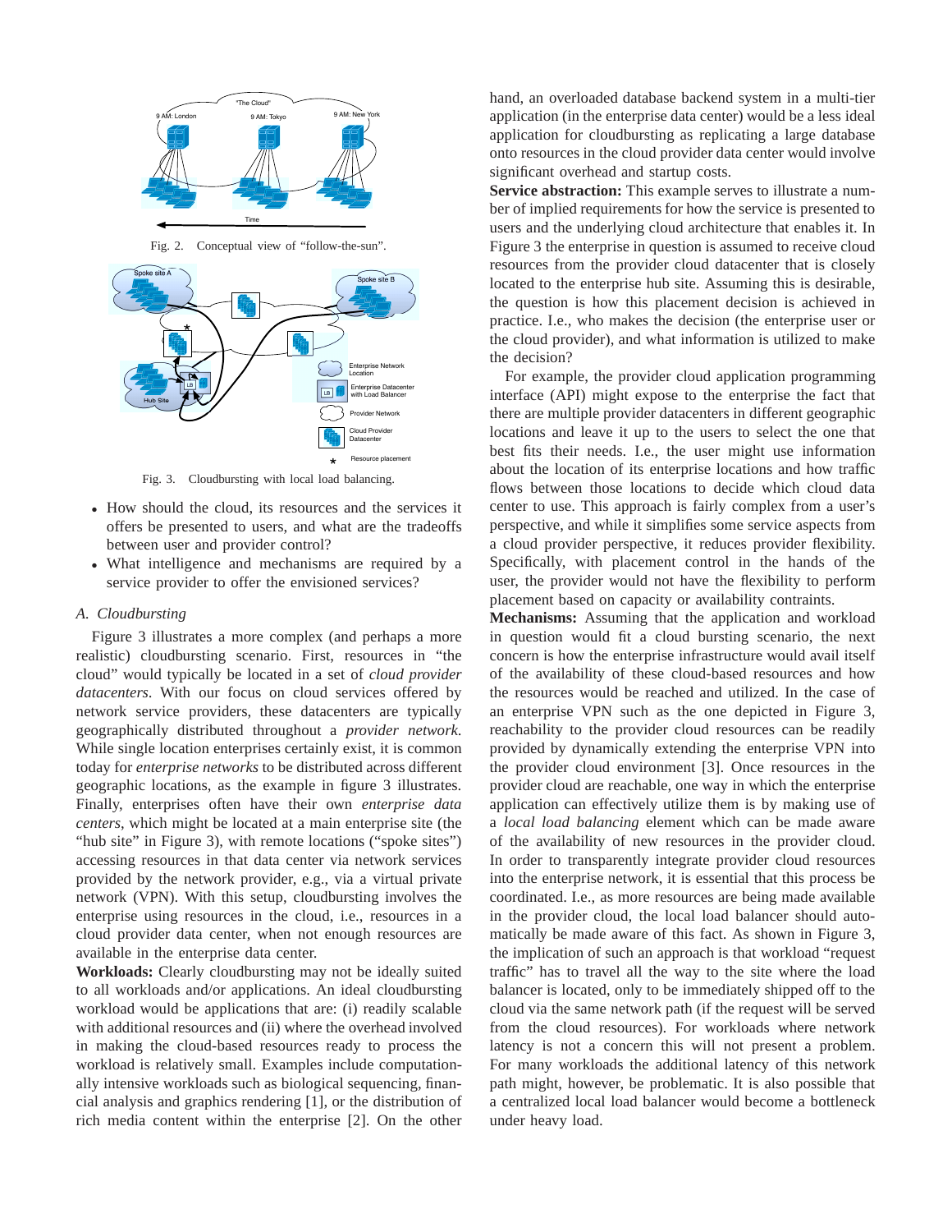Fig. 2. Conceptual view of “follow-the-sun”.

Fig. 3. Cloudbursting with local load balancing.

- How should the cloud, its resources and the services it offers be presented to users, and what are the tradeoffs between user and provider control?
- What intelligence and mechanisms are required by a service provider to offer the envisioned services?

### *A. Cloudbursting*

Figure 3 illustrates a more complex (and perhaps a more realistic) cloudbursting scenario. First, resources in “the cloud” would typically be located in a set of *cloud provider datacenters*. With our focus on cloud services offered by network service providers, these datacenters are typically geographically distributed throughout a *provider network*. While single location enterprises certainly exist, it is common today for *enterprise networks* to be distributed across different geographic locations, as the example in figure 3 illustrates. Finally, enterprises often have their own *enterprise data centers*, which might be located at a main enterprise site (the “hub site” in Figure 3), with remote locations (“spoke sites”) accessing resources in that data center via network services provided by the network provider, e.g., via a virtual private network (VPN). With this setup, cloudbursting involves the enterprise using resources in the cloud, i.e., resources in a cloud provider data center, when not enough resources are available in the enterprise data center.

**Workloads:** Clearly cloudbursting may not be ideally suited to all workloads and/or applications. An ideal cloudbursting workload would be applications that are: (i) readily scalable with additional resources and (ii) where the overhead involved in making the cloud-based resources ready to process the workload is relatively small. Examples include computationally intensive workloads such as biological sequencing, financial analysis and graphics rendering [1], or the distribution of rich media content within the enterprise [2]. On the other hand, an overloaded database backend system in a multi-tier application (in the enterprise data center) would be a less ideal application for cloudbursting as replicating a large database onto resources in the cloud provider data center would involve significant overhead and startup costs.

**Service abstraction:** This example serves to illustrate a number of implied requirements for how the service is presented to users and the underlying cloud architecture that enables it. In Figure 3 the enterprise in question is assumed to receive cloud resources from the provider cloud datacenter that is closely located to the enterprise hub site. Assuming this is desirable, the question is how this placement decision is achieved in practice. I.e., who makes the decision (the enterprise user or the cloud provider), and what information is utilized to make the decision?

For example, the provider cloud application programming interface (API) might expose to the enterprise the fact that there are multiple provider datacenters in different geographic locations and leave it up to the users to select the one that best fits their needs. I.e., the user might use information about the location of its enterprise locations and how traffic flows between those locations to decide which cloud data center to use. This approach is fairly complex from a user's perspective, and while it simplifies some service aspects from a cloud provider perspective, it reduces provider flexibility. Specifically, with placement control in the hands of the user, the provider would not have the flexibility to perform placement based on capacity or availability contraints.

**Mechanisms:** Assuming that the application and workload in question would fit a cloud bursting scenario, the next concern is how the enterprise infrastructure would avail itself of the availability of these cloud-based resources and how the resources would be reached and utilized. In the case of an enterprise VPN such as the one depicted in Figure 3, reachability to the provider cloud resources can be readily provided by dynamically extending the enterprise VPN into the provider cloud environment [3]. Once resources in the provider cloud are reachable, one way in which the enterprise application can effectively utilize them is by making use of a *local load balancing* element which can be made aware of the availability of new resources in the provider cloud. In order to transparently integrate provider cloud resources into the enterprise network, it is essential that this process be coordinated. I.e., as more resources are being made available in the provider cloud, the local load balancer should automatically be made aware of this fact. As shown in Figure 3, the implication of such an approach is that workload “request traffic” has to travel all the way to the site where the load balancer is located, only to be immediately shipped off to the cloud via the same network path (if the request will be served from the cloud resources). For workloads where network latency is not a concern this will not present a problem. For many workloads the additional latency of this network path might, however, be problematic. It is also possible that a centralized local load balancer would become a bottleneck under heavy load.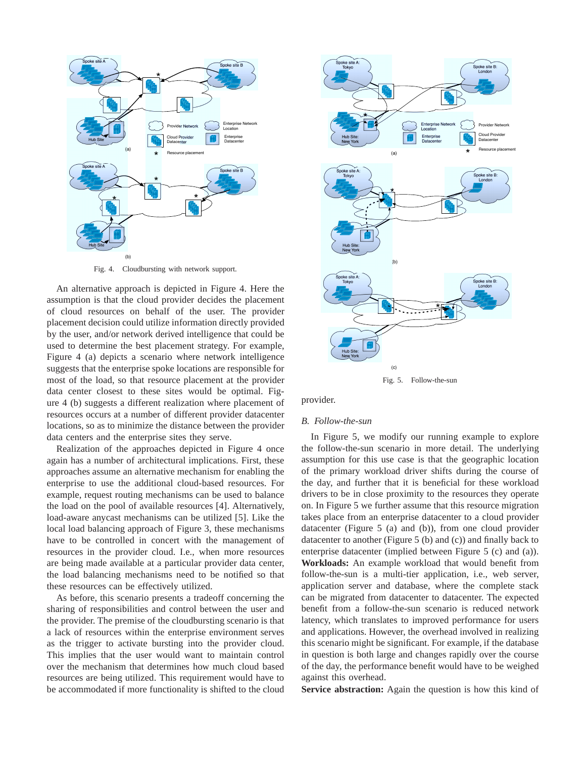Fig. 4. Cloudbursting with network support.

An alternative approach is depicted in Figure 4. Here the assumption is that the cloud provider decides the placement of cloud resources on behalf of the user. The provider placement decision could utilize information directly provided by the user, and/or network derived intelligence that could be used to determine the best placement strategy. For example, Figure 4 (a) depicts a scenario where network intelligence suggests that the enterprise spoke locations are responsible for most of the load, so that resource placement at the provider data center closest to these sites would be optimal. Figure 4 (b) suggests a different realization where placement of resources occurs at a number of different provider datacenter locations, so as to minimize the distance between the provider data centers and the enterprise sites they serve.

Realization of the approaches depicted in Figure 4 once again has a number of architectural implications. First, these approaches assume an alternative mechanism for enabling the enterprise to use the additional cloud-based resources. For example, request routing mechanisms can be used to balance the load on the pool of available resources [4]. Alternatively, load-aware anycast mechanisms can be utilized [5]. Like the local load balancing approach of Figure 3, these mechanisms have to be controlled in concert with the management of resources in the provider cloud. I.e., when more resources are being made available at a particular provider data center, the load balancing mechanisms need to be notified so that these resources can be effectively utilized.

As before, this scenario presents a tradeoff concerning the sharing of responsibilities and control between the user and the provider. The premise of the cloudbursting scenario is that a lack of resources within the enterprise environment serves as the trigger to activate bursting into the provider cloud. This implies that the user would want to maintain control over the mechanism that determines how much cloud based resources are being utilized. This requirement would have to be accommodated if more functionality is shifted to the cloud provider.

Fig. 5. Follow-the-sun

## B. Follow-the-sun

In Figure 5, we modify our running example to explore the follow-the-sun scenario in more detail. The underlying assumption for this use case is that the geographic location of the primary workload driver shifts during the course of the day, and further that it is beneficial for these workload drivers to be in close proximity to the resources they operate on. In Figure 5 we further assume that this resource migration takes place from an enterprise datacenter to a cloud provider datacenter (Figure 5 (a) and (b)), from one cloud provider datacenter to another (Figure 5 (b) and (c)) and finally back to enterprise datacenter (implied between Figure 5 (c) and (a)).

**Workloads:** An example workload that would benefit from follow-the-sun is a multi-tier application, i.e., web server, application server and database, where the complete stack can be migrated from datacenter to datacenter. The expected benefit from a follow-the-sun scenario is reduced network latency, which translates to improved performance for users and applications. However, the overhead involved in realizing this scenario might be significant. For example, if the database in question is both large and changes rapidly over the course of the day, the performance benefit would have to be weighed against this overhead.

**Service abstraction:** Again the question is how this kind of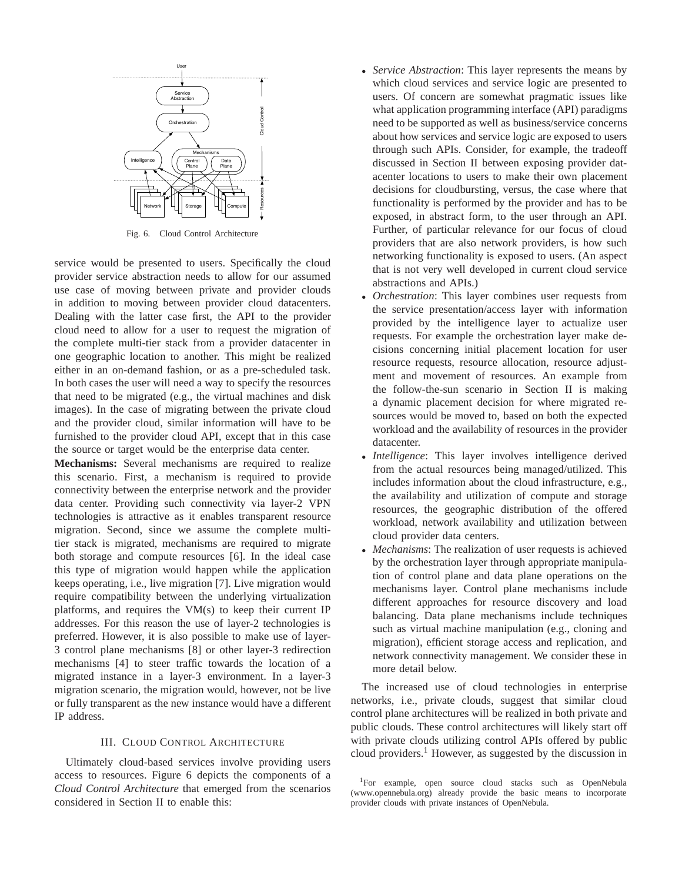Fig. 6. Cloud Control Architecture

service would be presented to users. Specifically the cloud provider service abstraction needs to allow for our assumed use case of moving between private and provider clouds in addition to moving between provider cloud datacenters. Dealing with the latter case first, the API to the provider cloud need to allow for a user to request the migration of the complete multi-tier stack from a provider datacenter in one geographic location to another. This might be realized either in an on-demand fashion, or as a pre-scheduled task. In both cases the user will need a way to specify the resources that need to be migrated (e.g., the virtual machines and disk images). In the case of migrating between the private cloud and the provider cloud, similar information will have to be furnished to the provider cloud API, except that in this case the source or target would be the enterprise data center.

**Mechanisms:** Several mechanisms are required to realize this scenario. First, a mechanism is required to provide connectivity between the enterprise network and the provider data center. Providing such connectivity via layer-2 VPN technologies is attractive as it enables transparent resource migration. Second, since we assume the complete multi-tier stack is migrated, mechanisms are required to migrate both storage and compute resources [6]. In the ideal case this type of migration would happen while the application keeps operating, i.e., live migration [7]. Live migration would require compatibility between the underlying virtualization platforms, and requires the VM(s) to keep their current IP addresses. For this reason the use of layer-2 technologies is preferred. However, it is also possible to make use of layer-3 control plane mechanisms [8] or other layer-3 redirection mechanisms [4] to steer traffic towards the location of a migrated instance in a layer-3 environment. In a layer-3 migration scenario, the migration would, however, not be live or fully transparent as the new instance would have a different IP address.

## III. Cloud Control Architecture

Ultimately cloud-based services involve providing users access to resources. Figure 6 depicts the components of a *Cloud Control Architecture* that emerged from the scenarios considered in Section II to enable this:

- *Service Abstraction*: This layer represents the means by which cloud services and service logic are presented to users. Of concern are somewhat pragmatic issues like what application programming interface (API) paradigms need to be supported as well as business/service concerns about how services and service logic are exposed to users through such APIs. Consider, for example, the tradeoff discussed in Section II between exposing provider datacenter locations to users to make their own placement decisions for cloudbursting, versus, the case where that functionality is performed by the provider and has to be exposed, in abstract form, to the user through an API. Further, of particular relevance for our focus of cloud providers that are also network providers, is how such networking functionality is exposed to users. (An aspect that is not very well developed in current cloud service abstractions and APIs.)
- *Orchestration*: This layer combines user requests from the service presentation/access layer with information provided by the intelligence layer to actualize user requests. For example the orchestration layer make decisions concerning initial placement location for user resource requests, resource allocation, resource adjustment and movement of resources. An example from the follow-the-sun scenario in Section II is making a dynamic placement decision for where migrated resources would be moved to, based on both the expected workload and the availability of resources in the provider datacenter.
- *Intelligence*: This layer involves intelligence derived from the actual resources being managed/utilized. This includes information about the cloud infrastructure, e.g., the availability and utilization of compute and storage resources, the geographic distribution of the offered workload, network availability and utilization between cloud provider data centers.
- *Mechanisms*: The realization of user requests is achieved by the orchestration layer through appropriate manipulation of control plane and data plane operations on the mechanisms layer. Control plane mechanisms include different approaches for resource discovery and load balancing. Data plane mechanisms include techniques such as virtual machine manipulation (e.g., cloning and migration), efficient storage access and replication, and network connectivity management. We consider these in more detail below.

The increased use of cloud technologies in enterprise networks, i.e., private clouds, suggest that similar cloud control plane architectures will be realized in both private and public clouds. These control architectures will likely start off with private clouds utilizing control APIs offered by public cloud providers.[1] However, as suggested by the discussion in

[1]For example, open source cloud stacks such as OpenNebula (www.opennebula.org) already provide the basic means to incorporate provider clouds with private instances of OpenNebula.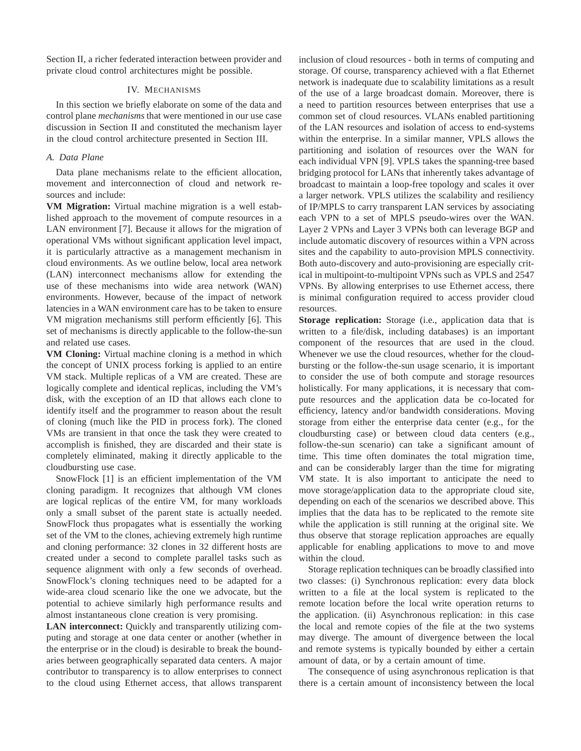Section II, a richer federated interaction between provider and private cloud control architectures might be possible.

## IV. Mechanisms

In this section we briefly elaborate on some of the data and control plane *mechanisms* that were mentioned in our use case discussion in Section II and constituted the mechanism layer in the cloud control architecture presented in Section III.

### A. Data Plane

Data plane mechanisms relate to the efficient allocation, movement and interconnection of cloud and network resources and include:

**VM Migration:** Virtual machine migration is a well established approach to the movement of compute resources in a LAN environment [7]. Because it allows for the migration of operational VMs without significant application level impact, it is particularly attractive as a management mechanism in cloud environments. As we outline below, local area network (LAN) interconnect mechanisms allow for extending the use of these mechanisms into wide area network (WAN) environments. However, because of the impact of network latencies in a WAN environment care has to be taken to ensure VM migration mechanisms still perform efficiently [6]. This set of mechanisms is directly applicable to the follow-the-sun and related use cases.

**VM Cloning:** Virtual machine cloning is a method in which the concept of UNIX process forking is applied to an entire VM stack. Multiple replicas of a VM are created. These are logically complete and identical replicas, including the VM's disk, with the exception of an ID that allows each clone to identify itself and the programmer to reason about the result of cloning (much like the PID in process fork). The cloned VMs are transient in that once the task they were created to accomplish is finished, they are discarded and their state is completely eliminated, making it directly applicable to the cloudbursting use case.

SnowFlock [1] is an efficient implementation of the VM cloning paradigm. It recognizes that although VM clones are logical replicas of the entire VM, for many workloads only a small subset of the parent state is actually needed. SnowFlock thus propagates what is essentially the working set of the VM to the clones, achieving extremely high runtime and cloning performance: 32 clones in 32 different hosts are created under a second to complete parallel tasks such as sequence alignment with only a few seconds of overhead. SnowFlock's cloning techniques need to be adapted for a wide-area cloud scenario like the one we advocate, but the potential to achieve similarly high performance results and almost instantaneous clone creation is very promising.

**LAN interconnect:** Quickly and transparently utilizing computing and storage at one data center or another (whether in the enterprise or in the cloud) is desirable to break the boundaries between geographically separated data centers. A major contributor to transparency is to allow enterprises to connect to the cloud using Ethernet access, that allows transparent inclusion of cloud resources - both in terms of computing and storage. Of course, transparency achieved with a flat Ethernet network is inadequate due to scalability limitations as a result of the use of a large broadcast domain. Moreover, there is a need to partition resources between enterprises that use a common set of cloud resources. VLANs enabled partitioning of the LAN resources and isolation of access to end-systems within the enterprise. In a similar manner, VPLS allows the partitioning and isolation of resources over the WAN for each individual VPN [9]. VPLS takes the spanning-tree based bridging protocol for LANs that inherently takes advantage of broadcast to maintain a loop-free topology and scales it over a larger network. VPLS utilizes the scalability and resiliency of IP/MPLS to carry transparent LAN services by associating each VPN to a set of MPLS pseudo-wires over the WAN. Layer 2 VPNs and Layer 3 VPNs both can leverage BGP and include automatic discovery of resources within a VPN across sites and the capability to auto-provision MPLS connectivity. Both auto-discovery and auto-provisioning are especially critical in multipoint-to-multipoint VPNs such as VPLS and 2547 VPNs. By allowing enterprises to use Ethernet access, there is minimal configuration required to access provider cloud resources.

**Storage replication:** Storage (i.e., application data that is written to a file/disk, including databases) is an important component of the resources that are used in the cloud. Whenever we use the cloud resources, whether for the cloud-bursting or the follow-the-sun usage scenario, it is important to consider the use of both compute and storage resources holistically. For many applications, it is necessary that compute resources and the application data be co-located for efficiency, latency and/or bandwidth considerations. Moving storage from either the enterprise data center (e.g., for the cloudbursting case) or between cloud data centers (e.g., follow-the-sun scenario) can take a significant amount of time. This time often dominates the total migration time, and can be considerably larger than the time for migrating VM state. It is also important to anticipate the need to move storage/application data to the appropriate cloud site, depending on each of the scenarios we described above. This implies that the data has to be replicated to the remote site while the application is still running at the original site. We thus observe that storage replication approaches are equally applicable for enabling applications to move to and move within the cloud.

Storage replication techniques can be broadly classified into two classes: (i) Synchronous replication: every data block written to a file at the local system is replicated to the remote location before the local write operation returns to the application. (ii) Asynchronous replication: in this case the local and remote copies of the file at the two systems may diverge. The amount of divergence between the local and remote systems is typically bounded by either a certain amount of data, or by a certain amount of time.

The consequence of using asynchronous replication is that there is a certain amount of inconsistency between the local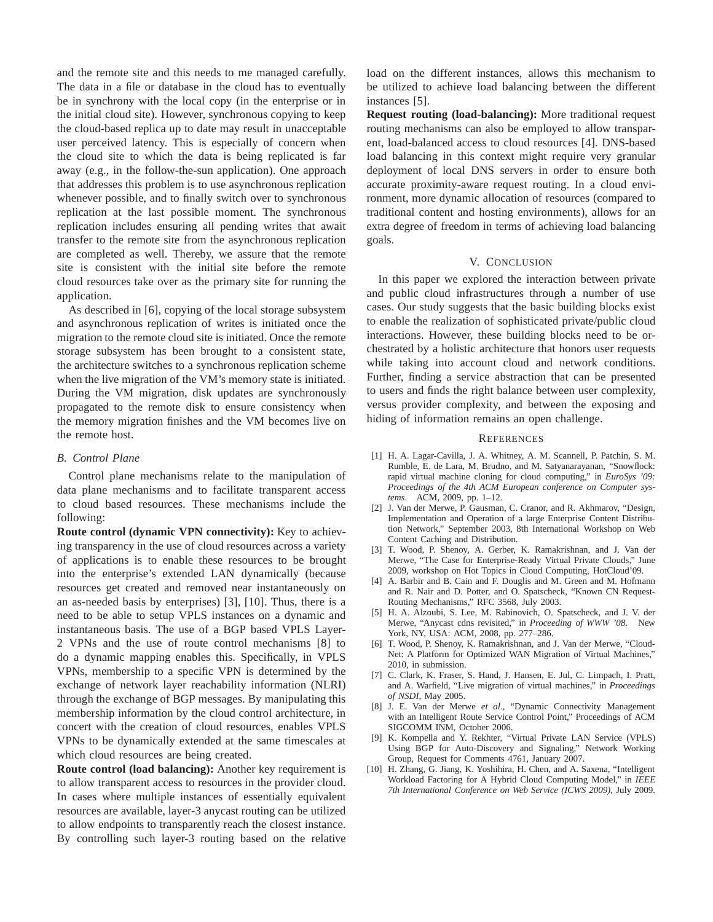and the remote site and this needs to me managed carefully. The data in a file or database in the cloud has to eventually be in synchrony with the local copy (in the enterprise or in the initial cloud site). However, synchronous copying to keep the cloud-based replica up to date may result in unacceptable user perceived latency. This is especially of concern when the cloud site to which the data is being replicated is far away (e.g., in the follow-the-sun application). One approach that addresses this problem is to use asynchronous replication whenever possible, and to finally switch over to synchronous replication at the last possible moment. The synchronous replication includes ensuring all pending writes that await transfer to the remote site from the asynchronous replication are completed as well. Thereby, we assure that the remote site is consistent with the initial site before the remote cloud resources take over as the primary site for running the application.

As described in [6], copying of the local storage subsystem and asynchronous replication of writes is initiated once the migration to the remote cloud site is initiated. Once the remote storage subsystem has been brought to a consistent state, the architecture switches to a synchronous replication scheme when the live migration of the VM's memory state is initiated. During the VM migration, disk updates are synchronously propagated to the remote disk to ensure consistency when the memory migration finishes and the VM becomes live on the remote host.

### B. Control Plane

Control plane mechanisms relate to the manipulation of data plane mechanisms and to facilitate transparent access to cloud based resources. These mechanisms include the following:

**Route control (dynamic VPN connectivity):** Key to achieving transparency in the use of cloud resources across a variety of applications is to enable these resources to be brought into the enterprise's extended LAN dynamically (because resources get created and removed near instantaneously on an as-needed basis by enterprises) [3], [10]. Thus, there is a need to be able to setup VPLS instances on a dynamic and instantaneous basis. The use of a BGP based VPLS Layer-2 VPNs and the use of route control mechanisms [8] to do a dynamic mapping enables this. Specifically, in VPLS VPNs, membership to a specific VPN is determined by the exchange of network layer reachability information (NLRI) through the exchange of BGP messages. By manipulating this membership information by the cloud control architecture, in concert with the creation of cloud resources, enables VPLS VPNs to be dynamically extended at the same timescales at which cloud resources are being created.

**Route control (load balancing):** Another key requirement is to allow transparent access to resources in the provider cloud. In cases where multiple instances of essentially equivalent resources are available, layer-3 anycast routing can be utilized to allow endpoints to transparently reach the closest instance. By controlling such layer-3 routing based on the relative load on the different instances, allows this mechanism to be utilized to achieve load balancing between the different instances [5].

**Request routing (load-balancing):** More traditional request routing mechanisms can also be employed to allow transparent, load-balanced access to cloud resources [4]. DNS-based load balancing in this context might require very granular deployment of local DNS servers in order to ensure both accurate proximity-aware request routing. In a cloud environment, more dynamic allocation of resources (compared to traditional content and hosting environments), allows for an extra degree of freedom in terms of achieving load balancing goals.

## V. Conclusion

In this paper we explored the interaction between private and public cloud infrastructures through a number of use cases. Our study suggests that the basic building blocks exist to enable the realization of sophisticated private/public cloud interactions. However, these building blocks need to be orchestrated by a holistic architecture that honors user requests while taking into account cloud and network conditions. Further, finding a service abstraction that can be presented to users and finds the right balance between user complexity, versus provider complexity, and between the exposing and hiding of information remains an open challenge.

## References

[1] H. A. Lagar-Cavilla, J. A. Whitney, A. M. Scannell, P. Patchin, S. M. Rumble, E. de Lara, M. Brudno, and M. Satyanarayanan, "Snowflock: rapid virtual machine cloning for cloud computing," in *EuroSys '09: Proceedings of the 4th ACM European conference on Computer systems*. ACM, 2009, pp. 1–12.

[2] J. Van der Merwe, P. Gausman, C. Cranor, and R. Akhmarov, "Design, Implementation and Operation of a large Enterprise Content Distribution Network," September 2003, 8th International Workshop on Web Content Caching and Distribution.

[3] T. Wood, P. Shenoy, A. Gerber, K. Ramakrishnan, and J. Van der Merwe, "The Case for Enterprise-Ready Virtual Private Clouds," June 2009, workshop on Hot Topics in Cloud Computing, HotCloud'09.

[4] A. Barbir and B. Cain and F. Douglis and M. Green and M. Hofmann and R. Nair and D. Potter, and O. Spatscheck, "Known CN Request-Routing Mechanisms," RFC 3568, July 2003.

[5] H. A. Alzoubi, S. Lee, M. Rabinovich, O. Spatscheck, and J. V. der Merwe, "Anycast cdns revisited," in *Proceeding of WWW '08*. New York, NY, USA: ACM, 2008, pp. 277–286.

[6] T. Wood, P. Shenoy, K. Ramakrishnan, and J. Van der Merwe, "CloudNet: A Platform for Optimized WAN Migration of Virtual Machines," 2010, in submission.

[7] C. Clark, K. Fraser, S. Hand, J. Hansen, E. Jul, C. Limpach, I. Pratt, and A. Warfield, "Live migration of virtual machines," in *Proceedings of NSDI*, May 2005.

[8] J. E. Van der Merwe *et al.*, "Dynamic Connectivity Management with an Intelligent Route Service Control Point," Proceedings of ACM SIGCOMM INM, October 2006.

[9] K. Kompella and Y. Rekhter, "Virtual Private LAN Service (VPLS) Using BGP for Auto-Discovery and Signaling," Network Working Group, Request for Comments 4761, January 2007.

[10] H. Zhang, G. Jiang, K. Yoshihira, H. Chen, and A. Saxena, "Intelligent Workload Factoring for A Hybrid Cloud Computing Model," in *IEEE 7th International Conference on Web Service (ICWS 2009)*, July 2009.